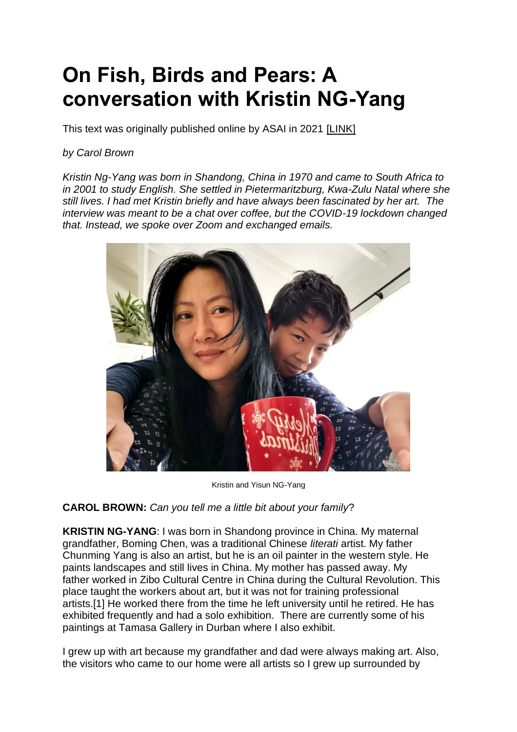# On Fish, Birds and Pears: A conversation with Kristin NG-Yang

This text was originally published online by ASAI in 2021 [LINK]

*by Carol Brown*

*Kristin Ng-Yang was born in Shandong, China in 1970 and came to South Africa to in 2001 to study English. She settled in Pietermaritzburg, Kwa-Zulu Natal where she still lives. I had met Kristin briefly and have always been fascinated by her art. The interview was meant to be a chat over coffee, but the COVID-19 lockdown changed that. Instead, we spoke over Zoom and exchanged emails.*

Kristin and Yisun NG-Yang

**CAROL BROWN:** *Can you tell me a little bit about your family?*

**KRISTIN NG-YANG**: I was born in Shandong province in China. My maternal grandfather, Boming Chen, was a traditional Chinese *literati* artist. My father Chunming Yang is also an artist, but he is an oil painter in the western style. He paints landscapes and still lives in China. My mother has passed away. My father worked in Zibo Cultural Centre in China during the Cultural Revolution. This place taught the workers about art, but it was not for training professional artists.[1] He worked there from the time he left university until he retired. He has exhibited frequently and had a solo exhibition. There are currently some of his paintings at Tamasa Gallery in Durban where I also exhibit.

I grew up with art because my grandfather and dad were always making art. Also, the visitors who came to our home were all artists so I grew up surrounded by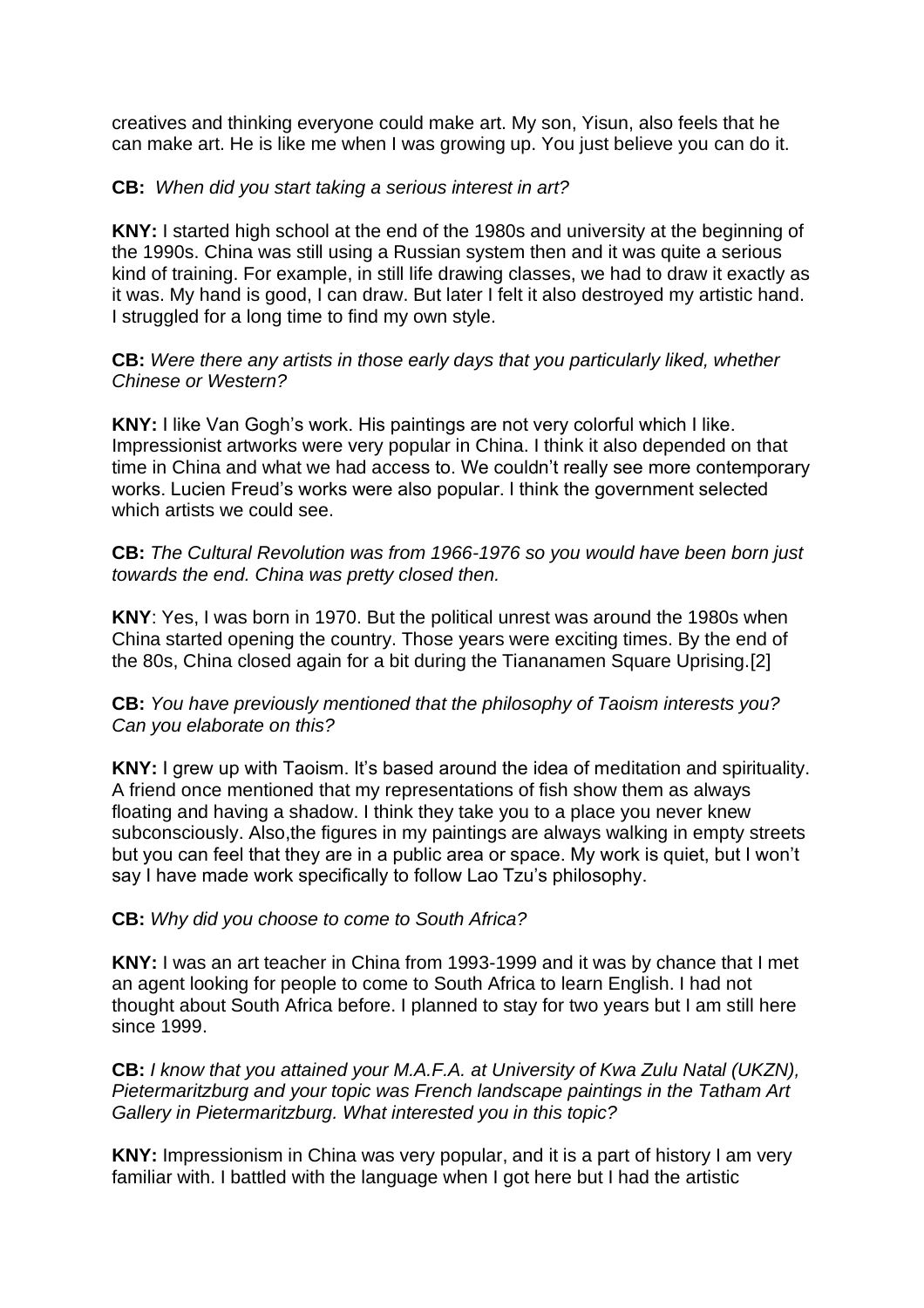creatives and thinking everyone could make art. My son, Yisun, also feels that he can make art. He is like me when I was growing up. You just believe you can do it.

**CB:** *When did you start taking a serious interest in art?*

**KNY:** I started high school at the end of the 1980s and university at the beginning of the 1990s. China was still using a Russian system then and it was quite a serious kind of training. For example, in still life drawing classes, we had to draw it exactly as it was. My hand is good, I can draw. But later I felt it also destroyed my artistic hand. I struggled for a long time to find my own style.

**CB:** *Were there any artists in those early days that you particularly liked, whether Chinese or Western?*

**KNY:** I like Van Gogh's work. His paintings are not very colorful which I like. Impressionist artworks were very popular in China. I think it also depended on that time in China and what we had access to. We couldn't really see more contemporary works. Lucien Freud's works were also popular. I think the government selected which artists we could see.

**CB:** *The Cultural Revolution was from 1966-1976 so you would have been born just towards the end. China was pretty closed then.*

**KNY**: Yes, I was born in 1970. But the political unrest was around the 1980s when China started opening the country. Those years were exciting times. By the end of the 80s, China closed again for a bit during the Tiananamen Square Uprising.[2]

**CB:** *You have previously mentioned that the philosophy of Taoism interests you? Can you elaborate on this?*

**KNY:** I grew up with Taoism. It's based around the idea of meditation and spirituality. A friend once mentioned that my representations of fish show them as always floating and having a shadow. I think they take you to a place you never knew subconsciously. Also,the figures in my paintings are always walking in empty streets but you can feel that they are in a public area or space. My work is quiet, but I won't say I have made work specifically to follow Lao Tzu's philosophy.

**CB:** *Why did you choose to come to South Africa?*

**KNY:** I was an art teacher in China from 1993-1999 and it was by chance that I met an agent looking for people to come to South Africa to learn English. I had not thought about South Africa before. I planned to stay for two years but I am still here since 1999.

**CB:** *I know that you attained your M.A.F.A. at University of Kwa Zulu Natal (UKZN), Pietermaritzburg and your topic was French landscape paintings in the Tatham Art Gallery in Pietermaritzburg. What interested you in this topic?*

**KNY:** Impressionism in China was very popular, and it is a part of history I am very familiar with. I battled with the language when I got here but I had the artistic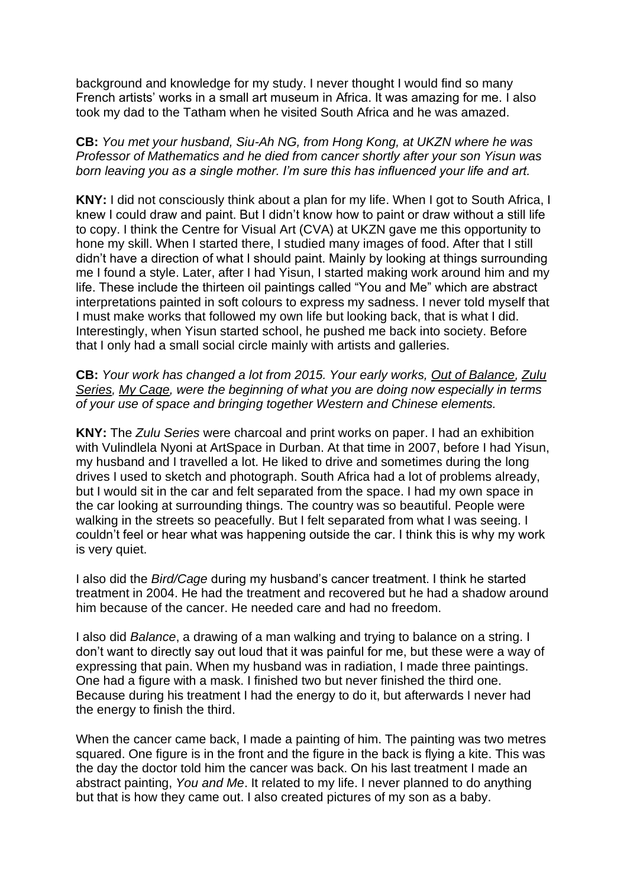background and knowledge for my study. I never thought I would find so many French artists' works in a small art museum in Africa. It was amazing for me. I also took my dad to the Tatham when he visited South Africa and he was amazed.

**CB:** *You met your husband, Siu-Ah NG, from Hong Kong, at UKZN where he was Professor of Mathematics and he died from cancer shortly after your son Yisun was born leaving you as a single mother. I'm sure this has influenced your life and art.*

**KNY:** I did not consciously think about a plan for my life. When I got to South Africa, I knew I could draw and paint. But I didn't know how to paint or draw without a still life to copy. I think the Centre for Visual Art (CVA) at UKZN gave me this opportunity to hone my skill. When I started there, I studied many images of food. After that I still didn't have a direction of what I should paint. Mainly by looking at things surrounding me I found a style. Later, after I had Yisun, I started making work around him and my life. These include the thirteen oil paintings called "You and Me" which are abstract interpretations painted in soft colours to express my sadness. I never told myself that I must make works that followed my own life but looking back, that is what I did. Interestingly, when Yisun started school, he pushed me back into society. Before that I only had a small social circle mainly with artists and galleries.

**CB:** *Your work has changed a lot from 2015. Your early works, Out of Balance, Zulu Series, My Cage, were the beginning of what you are doing now especially in terms of your use of space and bringing together Western and Chinese elements.*

**KNY:** The *Zulu Series* were charcoal and print works on paper. I had an exhibition with Vulindlela Nyoni at ArtSpace in Durban. At that time in 2007, before I had Yisun, my husband and I travelled a lot. He liked to drive and sometimes during the long drives I used to sketch and photograph. South Africa had a lot of problems already, but I would sit in the car and felt separated from the space. I had my own space in the car looking at surrounding things. The country was so beautiful. People were walking in the streets so peacefully. But I felt separated from what I was seeing. I couldn't feel or hear what was happening outside the car. I think this is why my work is very quiet.

I also did the *Bird/Cage* during my husband's cancer treatment. I think he started treatment in 2004. He had the treatment and recovered but he had a shadow around him because of the cancer. He needed care and had no freedom.

I also did *Balance*, a drawing of a man walking and trying to balance on a string. I don't want to directly say out loud that it was painful for me, but these were a way of expressing that pain. When my husband was in radiation, I made three paintings. One had a figure with a mask. I finished two but never finished the third one. Because during his treatment I had the energy to do it, but afterwards I never had the energy to finish the third.

When the cancer came back, I made a painting of him. The painting was two metres squared. One figure is in the front and the figure in the back is flying a kite. This was the day the doctor told him the cancer was back. On his last treatment I made an abstract painting, *You and Me*. It related to my life. I never planned to do anything but that is how they came out. I also created pictures of my son as a baby.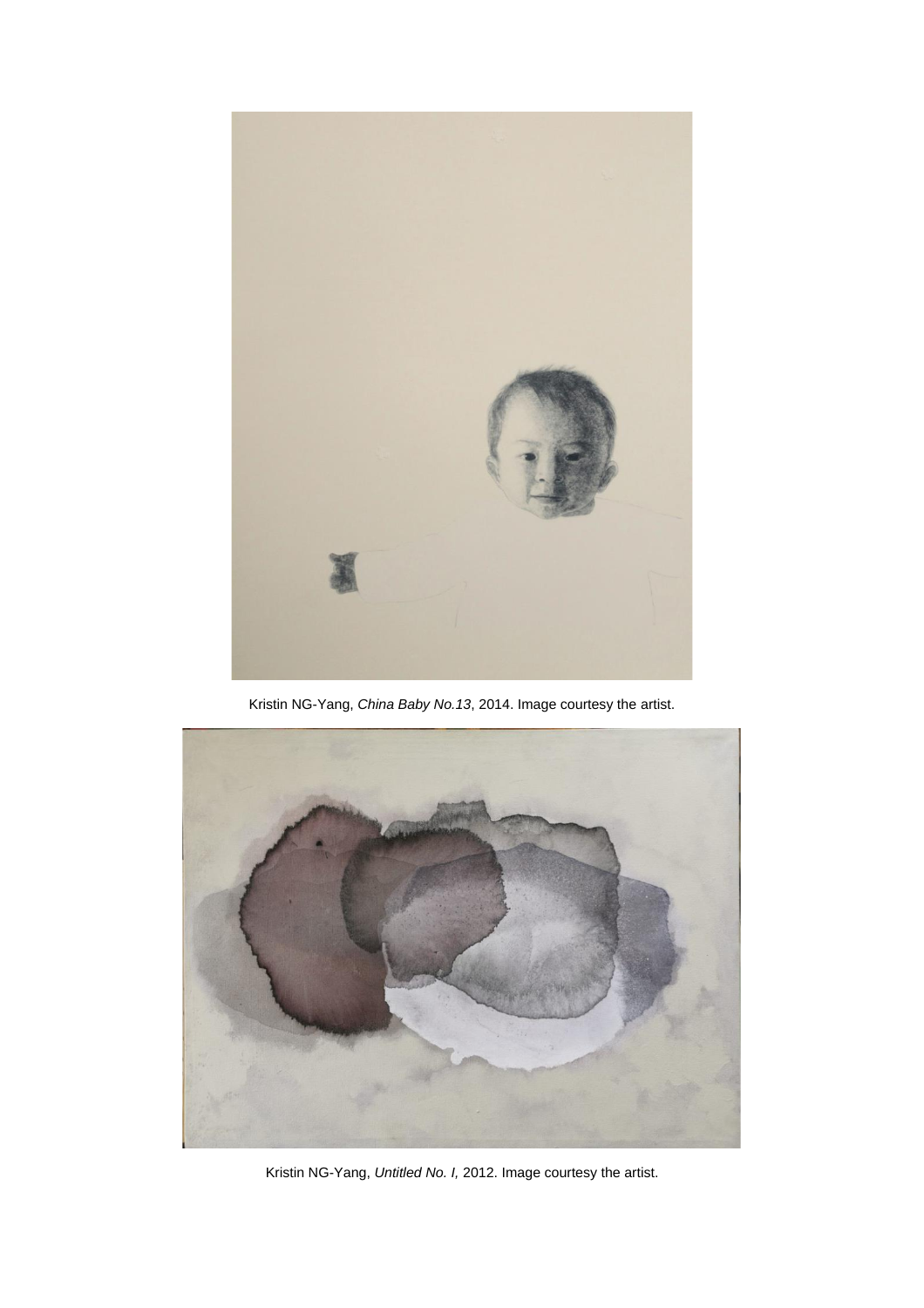Kristin NG-Yang, *China Baby No.13*, 2014. Image courtesy the artist.

Kristin NG-Yang, *Untitled No. I,* 2012. Image courtesy the artist.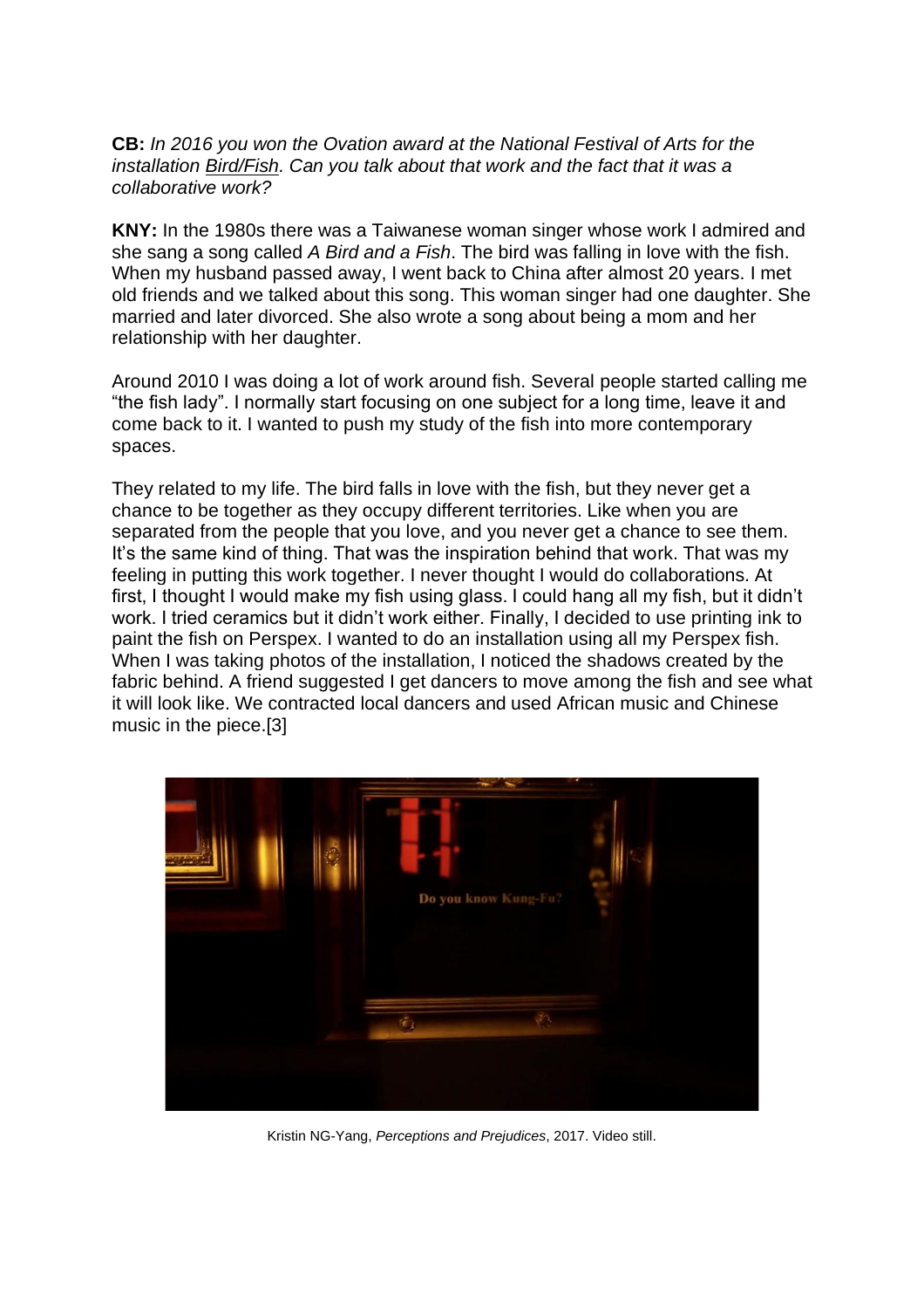**CB:** *In 2016 you won the Ovation award at the National Festival of Arts for the installation* *Bird/Fish*. *Can you talk about that work and the fact that it was a collaborative work?*

**KNY:** In the 1980s there was a Taiwanese woman singer whose work I admired and she sang a song called *A Bird and a Fish*. The bird was falling in love with the fish. When my husband passed away, I went back to China after almost 20 years. I met old friends and we talked about this song. This woman singer had one daughter. She married and later divorced. She also wrote a song about being a mom and her relationship with her daughter.

Around 2010 I was doing a lot of work around fish. Several people started calling me "the fish lady". I normally start focusing on one subject for a long time, leave it and come back to it. I wanted to push my study of the fish into more contemporary spaces.

They related to my life. The bird falls in love with the fish, but they never get a chance to be together as they occupy different territories. Like when you are separated from the people that you love, and you never get a chance to see them. It's the same kind of thing. That was the inspiration behind that work. That was my feeling in putting this work together. I never thought I would do collaborations. At first, I thought I would make my fish using glass. I could hang all my fish, but it didn't work. I tried ceramics but it didn't work either. Finally, I decided to use printing ink to paint the fish on Perspex. I wanted to do an installation using all my Perspex fish. When I was taking photos of the installation, I noticed the shadows created by the fabric behind. A friend suggested I get dancers to move among the fish and see what it will look like. We contracted local dancers and used African music and Chinese music in the piece.[3]

Kristin NG-Yang, *Perceptions and Prejudices*, 2017. Video still.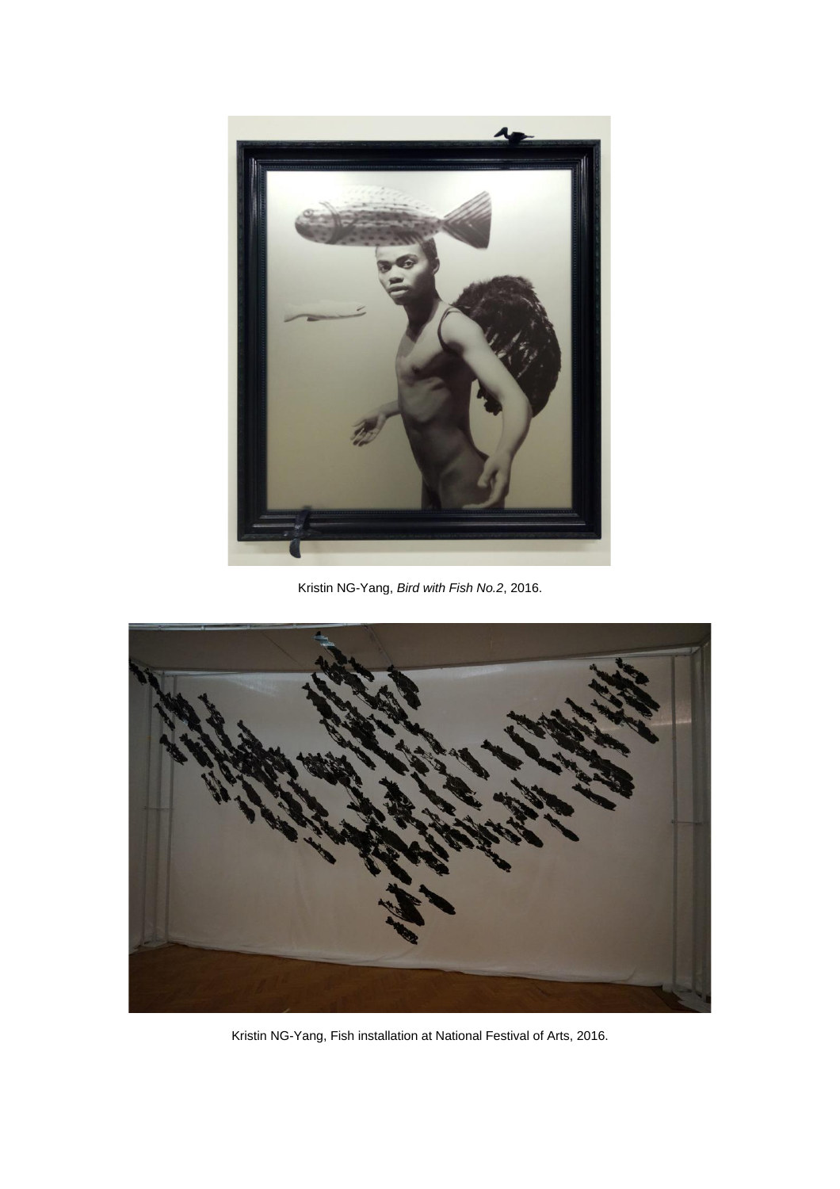Kristin NG-Yang, *Bird with Fish No.2*, 2016.

Kristin NG-Yang, Fish installation at National Festival of Arts, 2016.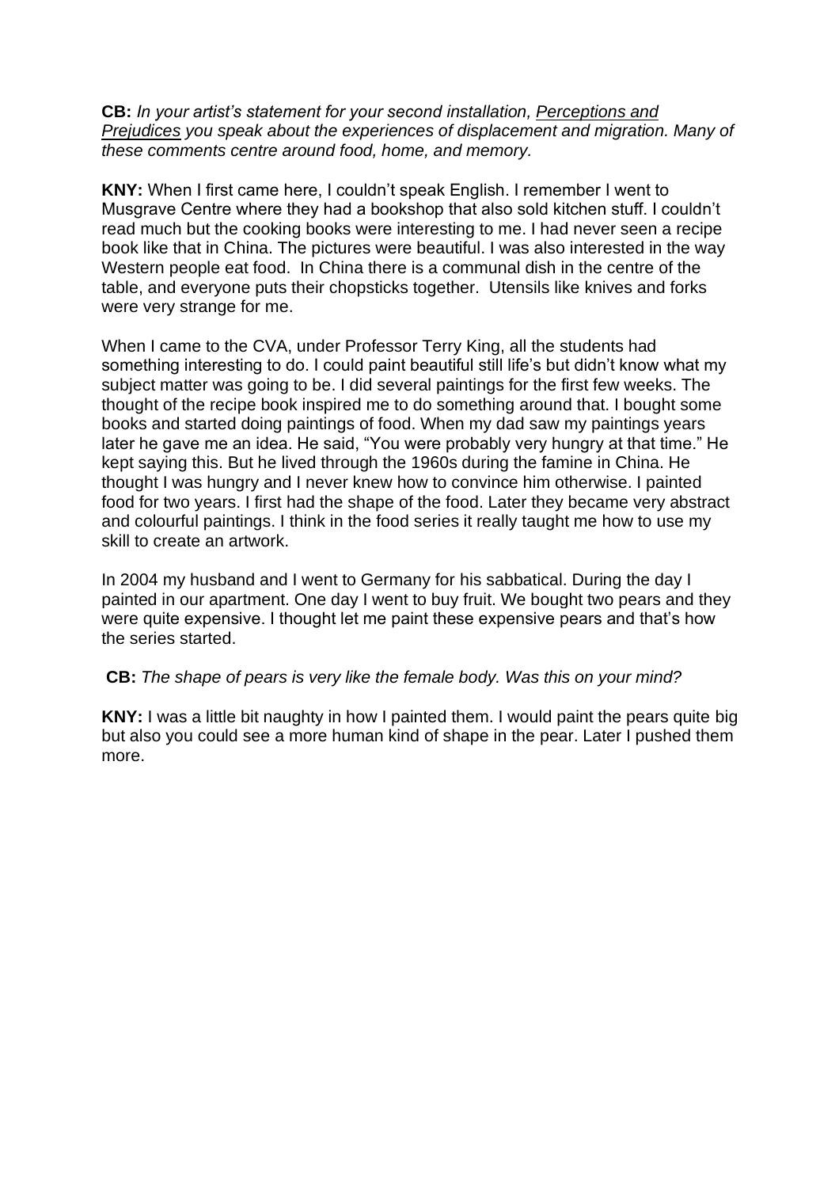**CB:** *In your artist's statement for your second installation, Perceptions and Prejudices you speak about the experiences of displacement and migration. Many of these comments centre around food, home, and memory.*

**KNY:** When I first came here, I couldn't speak English. I remember I went to Musgrave Centre where they had a bookshop that also sold kitchen stuff. I couldn't read much but the cooking books were interesting to me. I had never seen a recipe book like that in China. The pictures were beautiful. I was also interested in the way Western people eat food. In China there is a communal dish in the centre of the table, and everyone puts their chopsticks together. Utensils like knives and forks were very strange for me.

When I came to the CVA, under Professor Terry King, all the students had something interesting to do. I could paint beautiful still life's but didn't know what my subject matter was going to be. I did several paintings for the first few weeks. The thought of the recipe book inspired me to do something around that. I bought some books and started doing paintings of food. When my dad saw my paintings years later he gave me an idea. He said, "You were probably very hungry at that time." He kept saying this. But he lived through the 1960s during the famine in China. He thought I was hungry and I never knew how to convince him otherwise. I painted food for two years. I first had the shape of the food. Later they became very abstract and colourful paintings. I think in the food series it really taught me how to use my skill to create an artwork.

In 2004 my husband and I went to Germany for his sabbatical. During the day I painted in our apartment. One day I went to buy fruit. We bought two pears and they were quite expensive. I thought let me paint these expensive pears and that's how the series started.

**CB:** *The shape of pears is very like the female body. Was this on your mind?*

**KNY:** I was a little bit naughty in how I painted them. I would paint the pears quite big but also you could see a more human kind of shape in the pear. Later I pushed them more.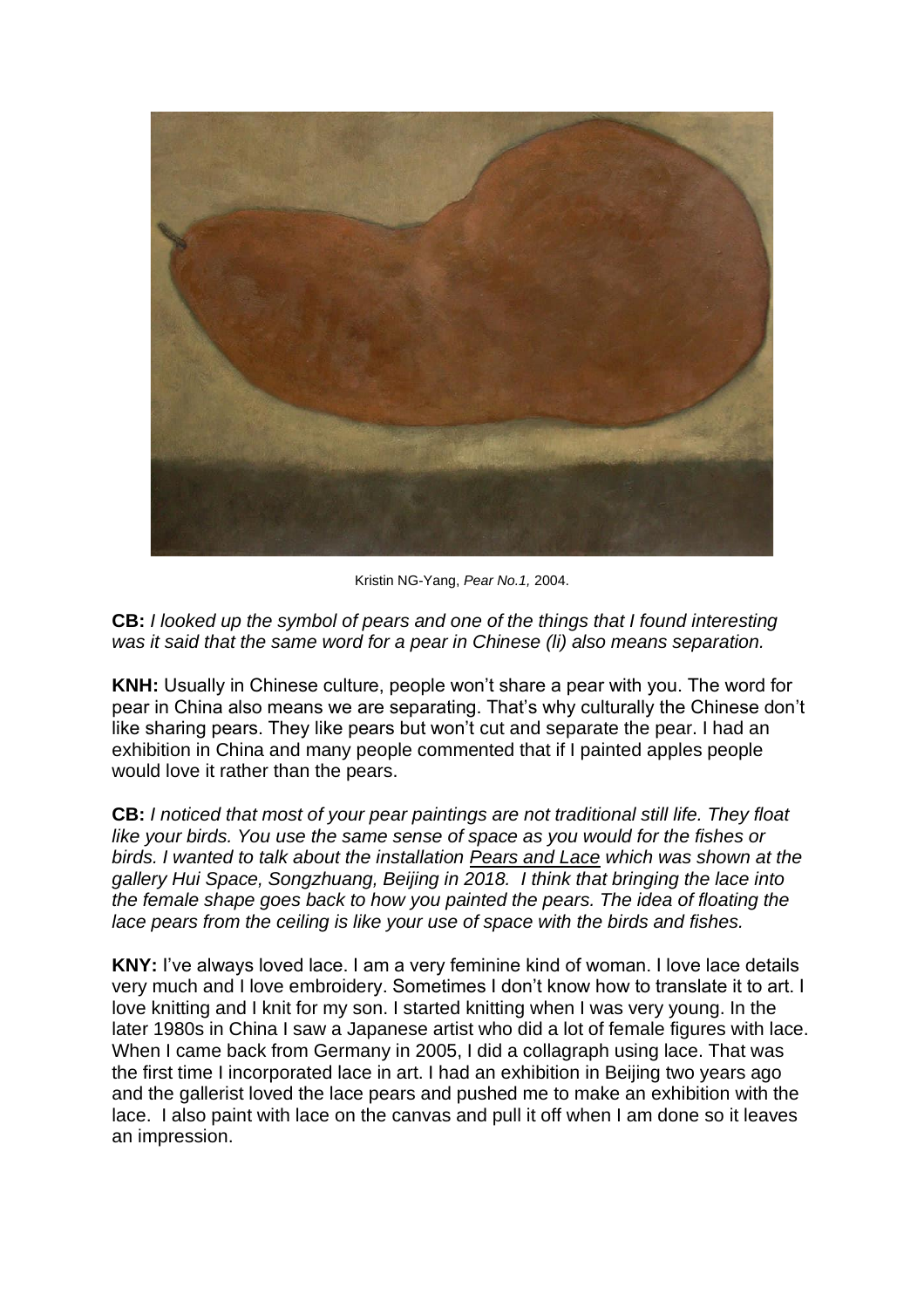Kristin NG-Yang, *Pear No.1,* 2004.

**CB:** *I looked up the symbol of pears and one of the things that I found interesting was it said that the same word for a pear in Chinese (li) also means separation.*

**KNH:** Usually in Chinese culture, people won't share a pear with you. The word for pear in China also means we are separating. That's why culturally the Chinese don't like sharing pears. They like pears but won't cut and separate the pear. I had an exhibition in China and many people commented that if I painted apples people would love it rather than the pears.

**CB:** *I noticed that most of your pear paintings are not traditional still life. They float like your birds. You use the same sense of space as you would for the fishes or birds. I wanted to talk about the installation* *Pears and Lace* *which was shown at the gallery Hui Space, Songzhuang, Beijing in 2018. I think that bringing the lace into the female shape goes back to how you painted the pears. The idea of floating the lace pears from the ceiling is like your use of space with the birds and fishes.*

**KNY:** I've always loved lace. I am a very feminine kind of woman. I love lace details very much and I love embroidery. Sometimes I don't know how to translate it to art. I love knitting and I knit for my son. I started knitting when I was very young. In the later 1980s in China I saw a Japanese artist who did a lot of female figures with lace. When I came back from Germany in 2005, I did a collagraph using lace. That was the first time I incorporated lace in art. I had an exhibition in Beijing two years ago and the gallerist loved the lace pears and pushed me to make an exhibition with the lace. I also paint with lace on the canvas and pull it off when I am done so it leaves an impression.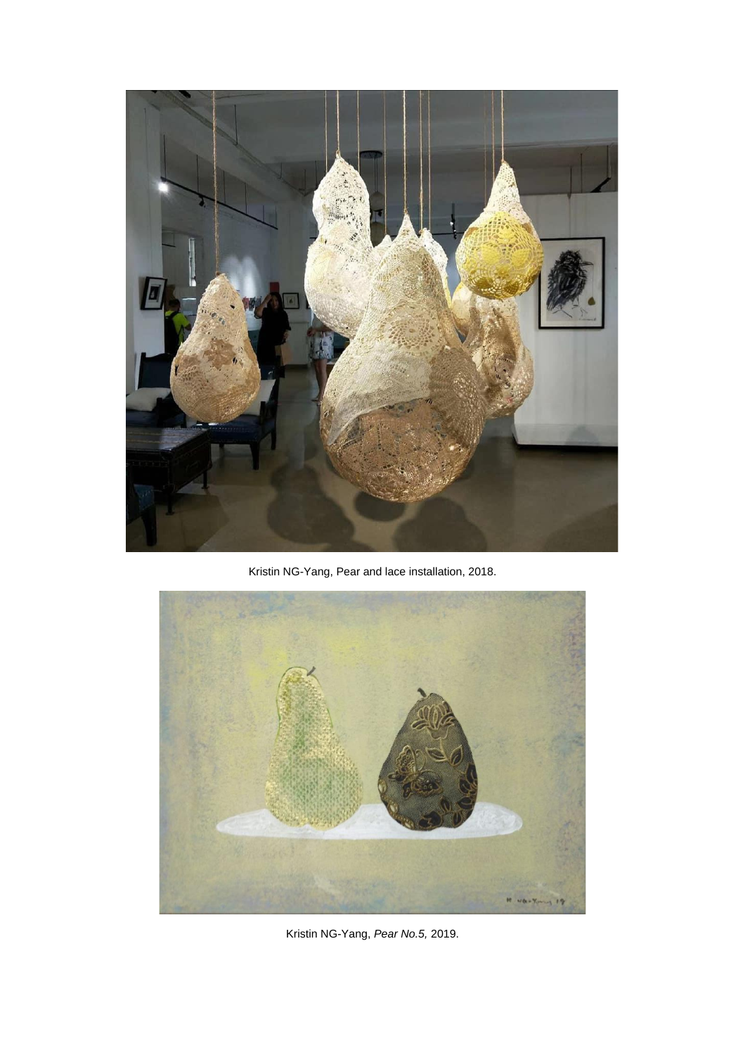Kristin NG-Yang, Pear and lace installation, 2018.

Kristin NG-Yang, *Pear No.5,* 2019.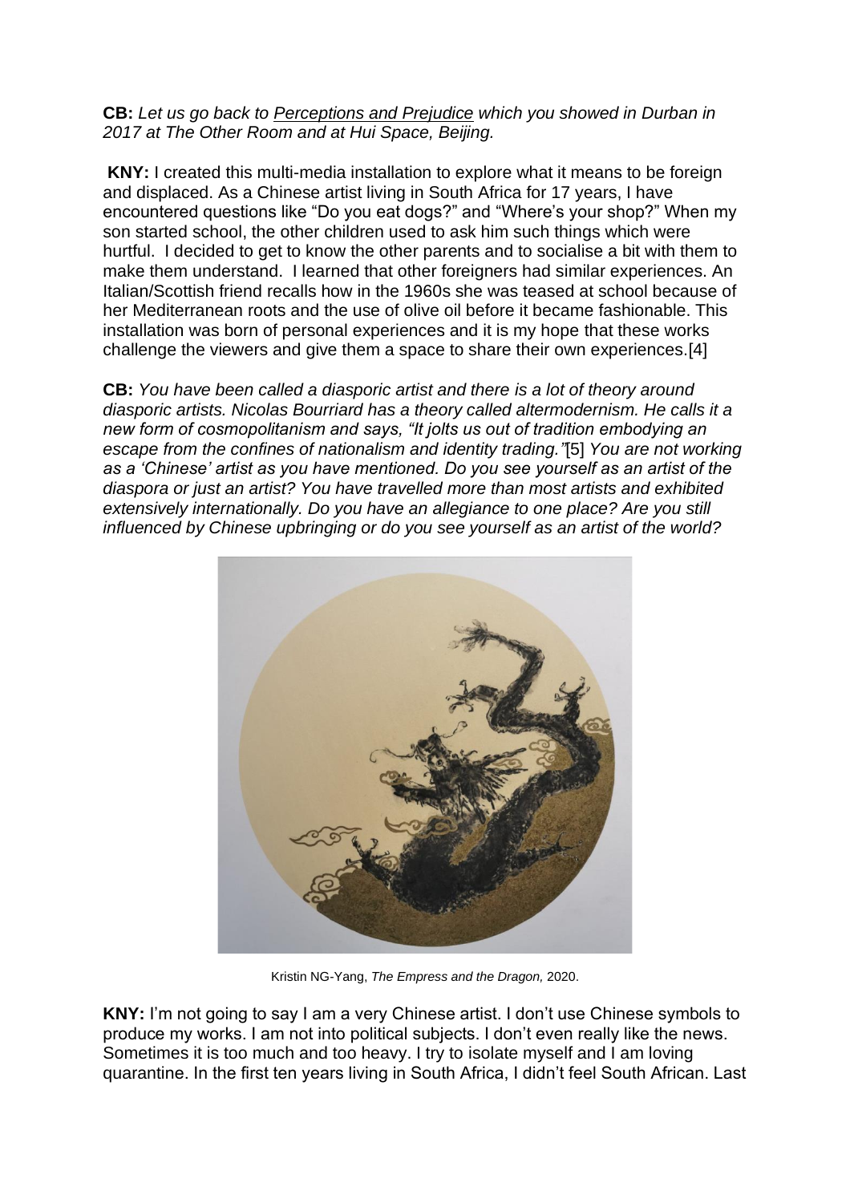**CB:** *Let us go back to* *Perceptions and Prejudice* *which you showed in Durban in 2017 at The Other Room and at Hui Space, Beijing.*

**KNY:** I created this multi-media installation to explore what it means to be foreign and displaced. As a Chinese artist living in South Africa for 17 years, I have encountered questions like "Do you eat dogs?" and "Where's your shop?" When my son started school, the other children used to ask him such things which were hurtful. I decided to get to know the other parents and to socialise a bit with them to make them understand. I learned that other foreigners had similar experiences. An Italian/Scottish friend recalls how in the 1960s she was teased at school because of her Mediterranean roots and the use of olive oil before it became fashionable. This installation was born of personal experiences and it is my hope that these works challenge the viewers and give them a space to share their own experiences.[4]

**CB:** *You have been called a diasporic artist and there is a lot of theory around diasporic artists. Nicolas Bourriard has a theory called altermodernism. He calls it a new form of cosmopolitanism and says, "It jolts us out of tradition embodying an escape from the confines of nationalism and identity trading."*[5] *You are not working as a 'Chinese' artist as you have mentioned. Do you see yourself as an artist of the diaspora or just an artist? You have travelled more than most artists and exhibited extensively internationally. Do you have an allegiance to one place? Are you still influenced by Chinese upbringing or do you see yourself as an artist of the world?*

Kristin NG-Yang, *The Empress and the Dragon,* 2020.

**KNY:** I'm not going to say I am a very Chinese artist. I don't use Chinese symbols to produce my works. I am not into political subjects. I don't even really like the news. Sometimes it is too much and too heavy. I try to isolate myself and I am loving quarantine. In the first ten years living in South Africa, I didn't feel South African. Last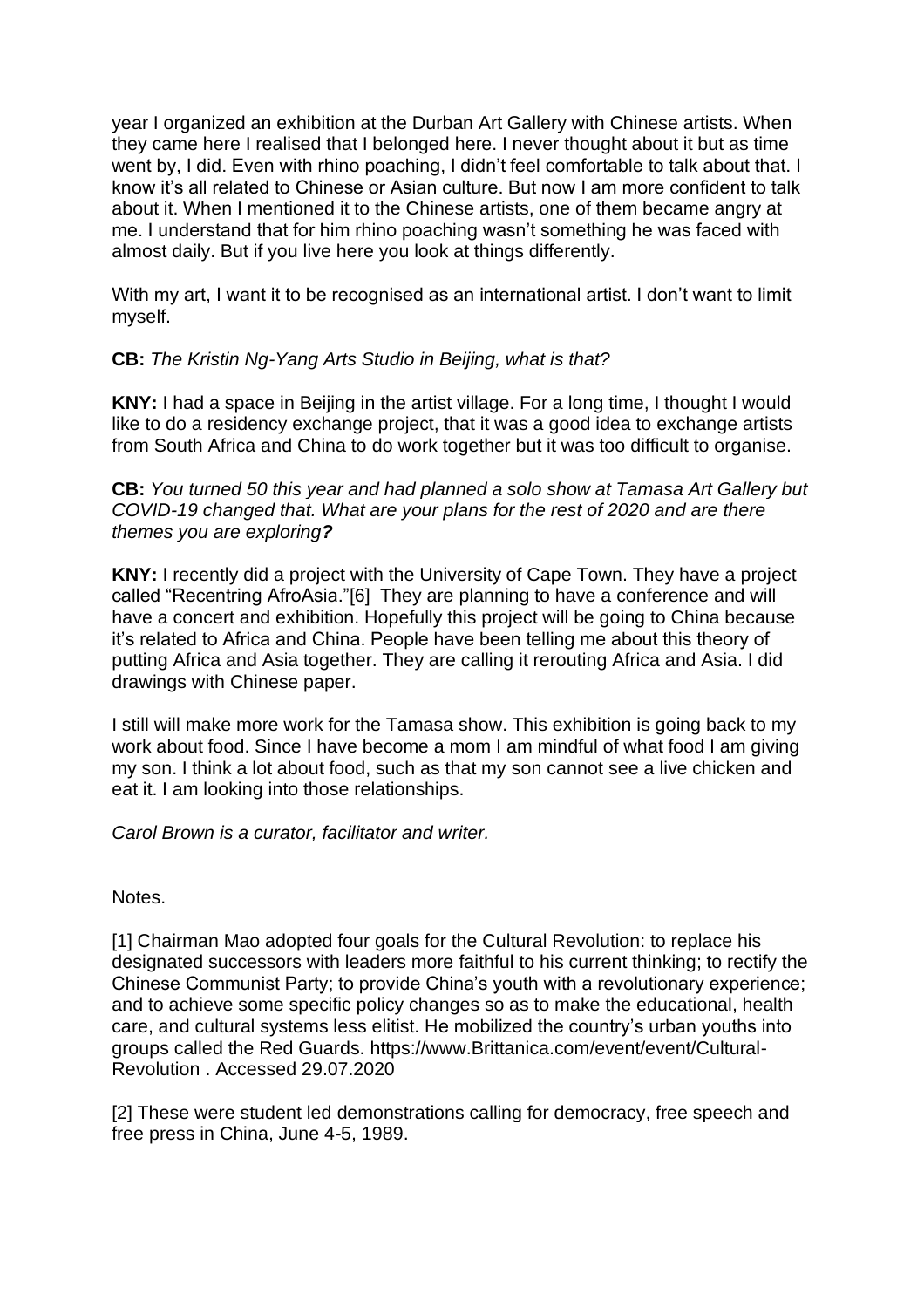year I organized an exhibition at the Durban Art Gallery with Chinese artists. When they came here I realised that I belonged here. I never thought about it but as time went by, I did. Even with rhino poaching, I didn't feel comfortable to talk about that. I know it's all related to Chinese or Asian culture. But now I am more confident to talk about it. When I mentioned it to the Chinese artists, one of them became angry at me. I understand that for him rhino poaching wasn't something he was faced with almost daily. But if you live here you look at things differently.

With my art, I want it to be recognised as an international artist. I don't want to limit myself.

**CB:** *The Kristin Ng-Yang Arts Studio in Beijing, what is that?*

**KNY:** I had a space in Beijing in the artist village. For a long time, I thought I would like to do a residency exchange project, that it was a good idea to exchange artists from South Africa and China to do work together but it was too difficult to organise.

**CB:** *You turned 50 this year and had planned a solo show at Tamasa Art Gallery but COVID-19 changed that. What are your plans for the rest of 2020 and are there themes you are exploring?*

**KNY:** I recently did a project with the University of Cape Town. They have a project called "Recentring AfroAsia."[6] They are planning to have a conference and will have a concert and exhibition. Hopefully this project will be going to China because it's related to Africa and China. People have been telling me about this theory of putting Africa and Asia together. They are calling it rerouting Africa and Asia. I did drawings with Chinese paper.

I still will make more work for the Tamasa show. This exhibition is going back to my work about food. Since I have become a mom I am mindful of what food I am giving my son. I think a lot about food, such as that my son cannot see a live chicken and eat it. I am looking into those relationships.

*Carol Brown is a curator, facilitator and writer.*

Notes.

[1] Chairman Mao adopted four goals for the Cultural Revolution: to replace his designated successors with leaders more faithful to his current thinking; to rectify the Chinese Communist Party; to provide China's youth with a revolutionary experience; and to achieve some specific policy changes so as to make the educational, health care, and cultural systems less elitist. He mobilized the country's urban youths into groups called the Red Guards. https://www.Brittanica.com/event/event/Cultural-Revolution . Accessed 29.07.2020

[2] These were student led demonstrations calling for democracy, free speech and free press in China, June 4-5, 1989.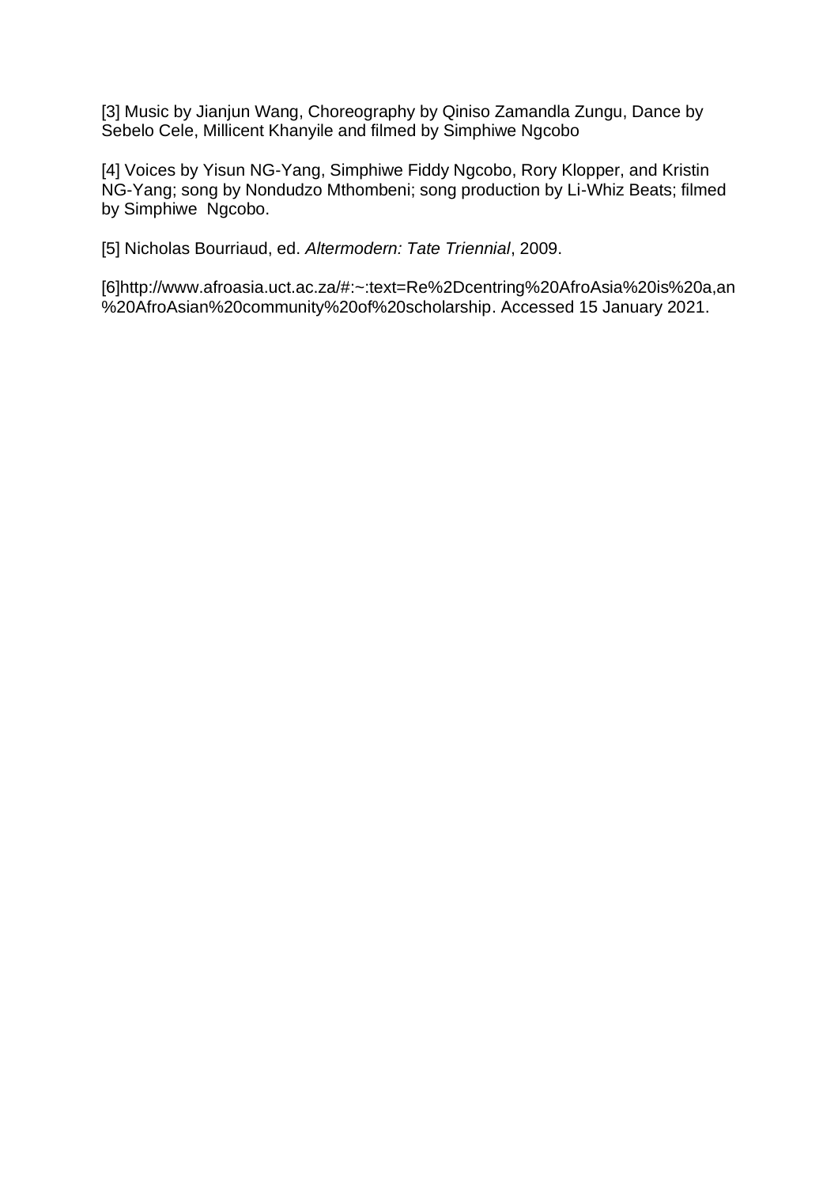[3] Music by Jianjun Wang, Choreography by Qiniso Zamandla Zungu, Dance by Sebelo Cele, Millicent Khanyile and filmed by Simphiwe Ngcobo

[4] Voices by Yisun NG-Yang, Simphiwe Fiddy Ngcobo, Rory Klopper, and Kristin NG-Yang; song by Nondudzo Mthombeni; song production by Li-Whiz Beats; filmed by Simphiwe Ngcobo.

[5] Nicholas Bourriaud, ed. *Altermodern: Tate Triennial*, 2009.

[6]http://www.afroasia.uct.ac.za/#:~:text=Re%2Dcentring%20AfroAsia%20is%20a,an%20AfroAsian%20community%20of%20scholarship. Accessed 15 January 2021.